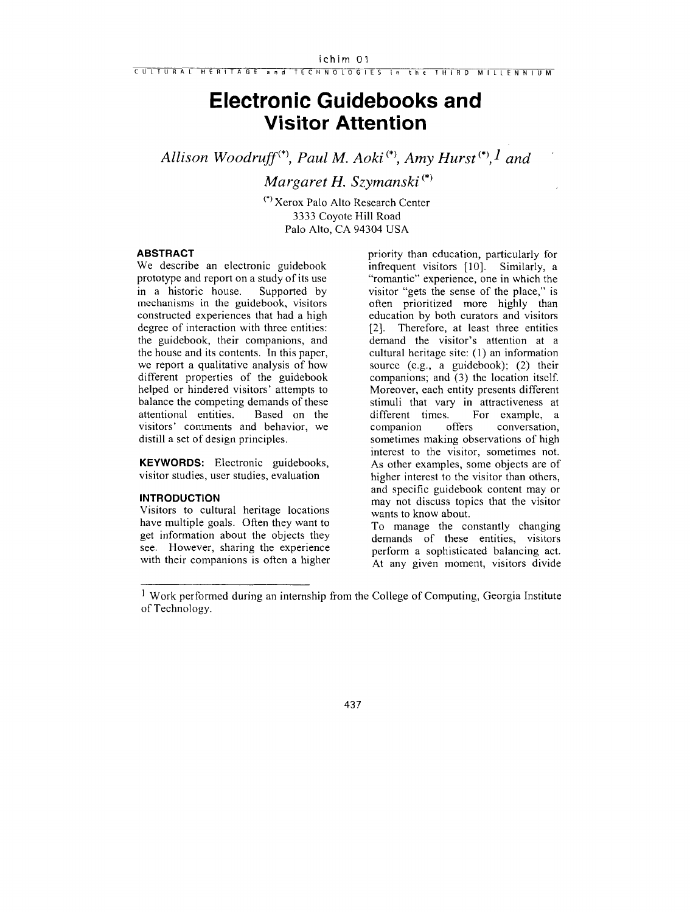# Electronic Guidebooks and Visitor Attention

*Allison Woodruff*[(*)], *Paul M. Aoki*[(*)], *Amy Hurst*[(*),1] and *Margaret H. Szymanski*[(*)]

[(*)] Xerox Palo Alto Research Center
3333 Coyote Hill Road
Palo Alto, CA 94304 USA

## ABSTRACT

We describe an electronic guidebook prototype and report on a study of its use in a historic house. Supported by mechanisms in the guidebook, visitors constructed experiences that had a high degree of interaction with three entities: the guidebook, their companions, and the house and its contents. In this paper, we report a qualitative analysis of how different properties of the guidebook helped or hindered visitors' attempts to balance the competing demands of these attentional entities. Based on the visitors' comments and behavior, we distill a set of design principles.

**KEYWORDS:** Electronic guidebooks, visitor studies, user studies, evaluation

## INTRODUCTION

Visitors to cultural heritage locations have multiple goals. Often they want to get information about the objects they see. However, sharing the experience with their companions is often a higher priority than education, particularly for infrequent visitors [10]. Similarly, a "romantic" experience, one in which the visitor "gets the sense of the place," is often prioritized more highly than education by both curators and visitors [2]. Therefore, at least three entities demand the visitor's attention at a cultural heritage site: (1) an information source (e.g., a guidebook); (2) their companions; and (3) the location itself. Moreover, each entity presents different stimuli that vary in attractiveness at different times. For example, a companion offers conversation, sometimes making observations of high interest to the visitor, sometimes not. As other examples, some objects are of higher interest to the visitor than others, and specific guidebook content may or may not discuss topics that the visitor wants to know about.

To manage the constantly changing demands of these entities, visitors perform a sophisticated balancing act. At any given moment, visitors divide

---

[1] Work performed during an internship from the College of Computing, Georgia Institute of Technology.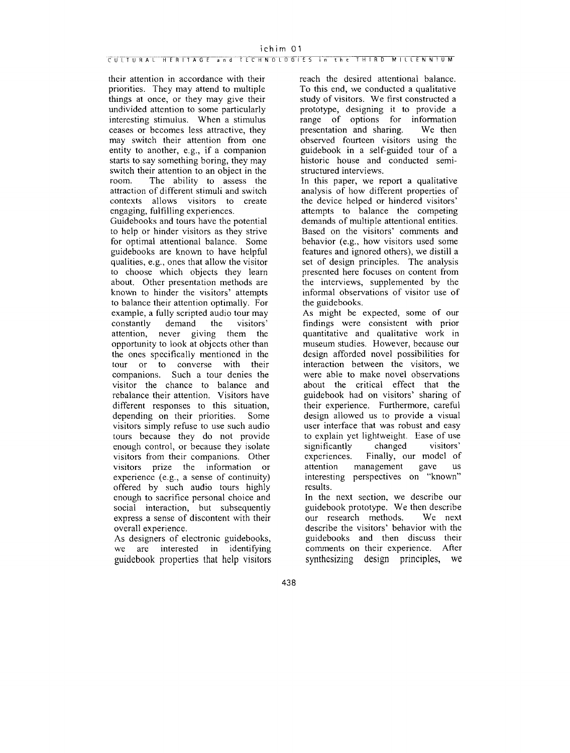their attention in accordance with their priorities. They may attend to multiple things at once, or they may give their undivided attention to some particularly interesting stimulus. When a stimulus ceases or becomes less attractive, they may switch their attention from one entity to another, e.g., if a companion starts to say something boring, they may switch their attention to an object in the room. The ability to assess the attraction of different stimuli and switch contexts allows visitors to create engaging, fulfilling experiences.

Guidebooks and tours have the potential to help or hinder visitors as they strive for optimal attentional balance. Some guidebooks are known to have helpful qualities, e.g., ones that allow the visitor to choose which objects they learn about. Other presentation methods are known to hinder the visitors' attempts to balance their attention optimally. For example, a fully scripted audio tour may constantly demand the visitors' attention, never giving them the opportunity to look at objects other than the ones specifically mentioned in the tour or to converse with their companions. Such a tour denies the visitor the chance to balance and rebalance their attention. Visitors have different responses to this situation, depending on their priorities. Some visitors simply refuse to use such audio tours because they do not provide enough control, or because they isolate visitors from their companions. Other visitors prize the information or experience (e.g., a sense of continuity) offered by such audio tours highly enough to sacrifice personal choice and social interaction, but subsequently express a sense of discontent with their overall experience.

As designers of electronic guidebooks, we are interested in identifying guidebook properties that help visitors reach the desired attentional balance. To this end, we conducted a qualitative study of visitors. We first constructed a prototype, designing it to provide a range of options for information presentation and sharing. We then observed fourteen visitors using the guidebook in a self-guided tour of a historic house and conducted semi-structured interviews.

In this paper, we report a qualitative analysis of how different properties of the device helped or hindered visitors' attempts to balance the competing demands of multiple attentional entities. Based on the visitors' comments and behavior (e.g., how visitors used some features and ignored others), we distill a set of design principles. The analysis presented here focuses on content from the interviews, supplemented by the informal observations of visitor use of the guidebooks.

As might be expected, some of our findings were consistent with prior quantitative and qualitative work in museum studies. However, because our design afforded novel possibilities for interaction between the visitors, we were able to make novel observations about the critical effect that the guidebook had on visitors' sharing of their experience. Furthermore, careful design allowed us to provide a visual user interface that was robust and easy to explain yet lightweight. Ease of use significantly changed visitors' experiences. Finally, our model of attention management gave us interesting perspectives on "known" results.

In the next section, we describe our guidebook prototype. We then describe our research methods. We next describe the visitors' behavior with the guidebooks and then discuss their comments on their experience. After synthesizing design principles, we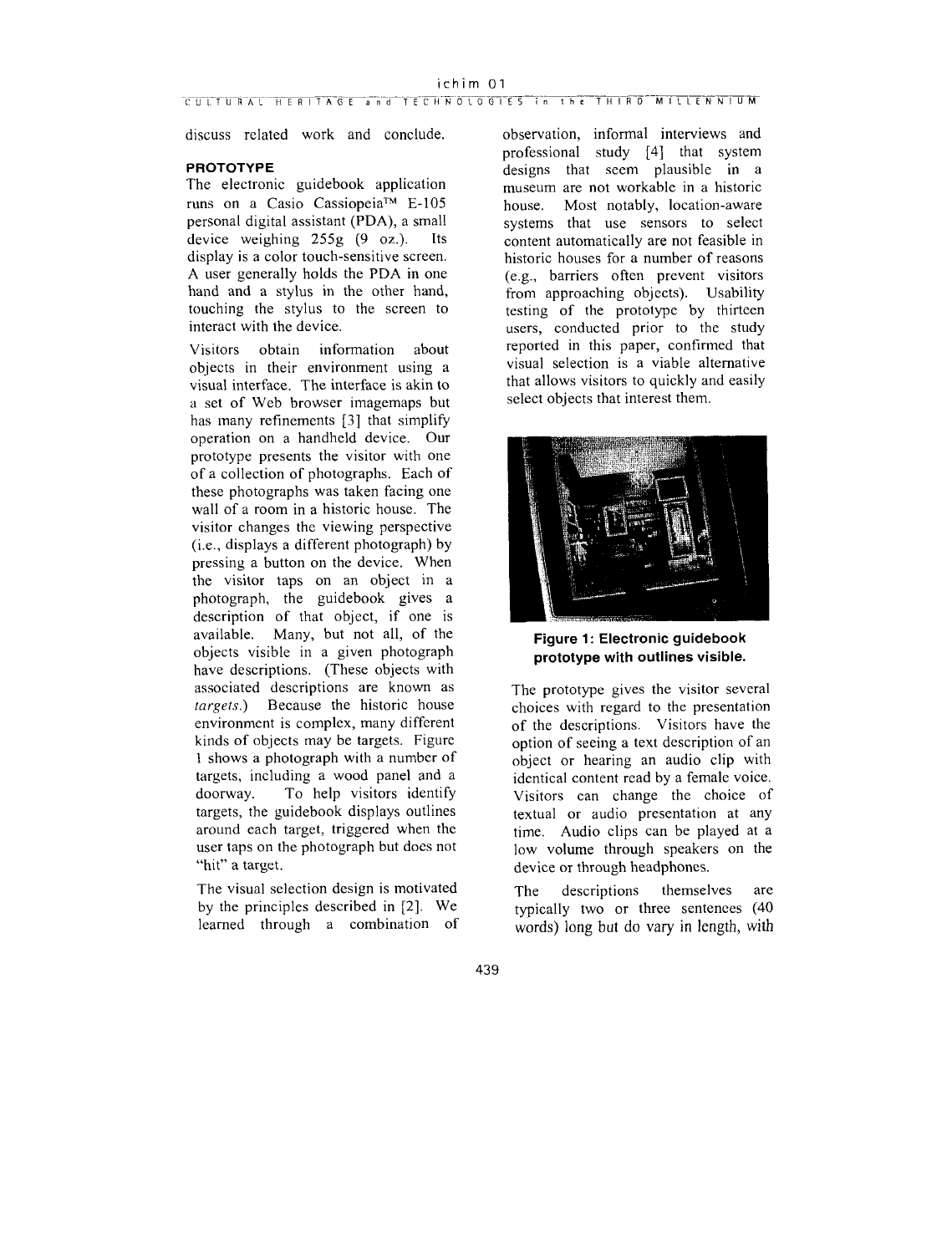discuss related work and conclude.

## PROTOTYPE

The electronic guidebook application runs on a Casio Cassiopeia™ E-105 personal digital assistant (PDA), a small device weighing 255g (9 oz.). Its display is a color touch-sensitive screen. A user generally holds the PDA in one hand and a stylus in the other hand, touching the stylus to the screen to interact with the device.

Visitors obtain information about objects in their environment using a visual interface. The interface is akin to a set of Web browser imagemaps but has many refinements [3] that simplify operation on a handheld device. Our prototype presents the visitor with one of a collection of photographs. Each of these photographs was taken facing one wall of a room in a historic house. The visitor changes the viewing perspective (i.e., displays a different photograph) by pressing a button on the device. When the visitor taps on an object in a photograph, the guidebook gives a description of that object, if one is available. Many, but not all, of the objects visible in a given photograph have descriptions. (These objects with associated descriptions are known as *targets*.) Because the historic house environment is complex, many different kinds of objects may be targets. Figure 1 shows a photograph with a number of targets, including a wood panel and a doorway. To help visitors identify targets, the guidebook displays outlines around each target, triggered when the user taps on the photograph but does not "hit" a target.

The visual selection design is motivated by the principles described in [2]. We learned through a combination of observation, informal interviews and professional study [4] that system designs that seem plausible in a museum are not workable in a historic house. Most notably, location-aware systems that use sensors to select content automatically are not feasible in historic houses for a number of reasons (e.g., barriers often prevent visitors from approaching objects). Usability testing of the prototype by thirteen users, conducted prior to the study reported in this paper, confirmed that visual selection is a viable alternative that allows visitors to quickly and easily select objects that interest them.

**Figure 1: Electronic guidebook prototype with outlines visible.**

The prototype gives the visitor several choices with regard to the presentation of the descriptions. Visitors have the option of seeing a text description of an object or hearing an audio clip with identical content read by a female voice. Visitors can change the choice of textual or audio presentation at any time. Audio clips can be played at a low volume through speakers on the device or through headphones.

The descriptions themselves are typically two or three sentences (40 words) long but do vary in length, with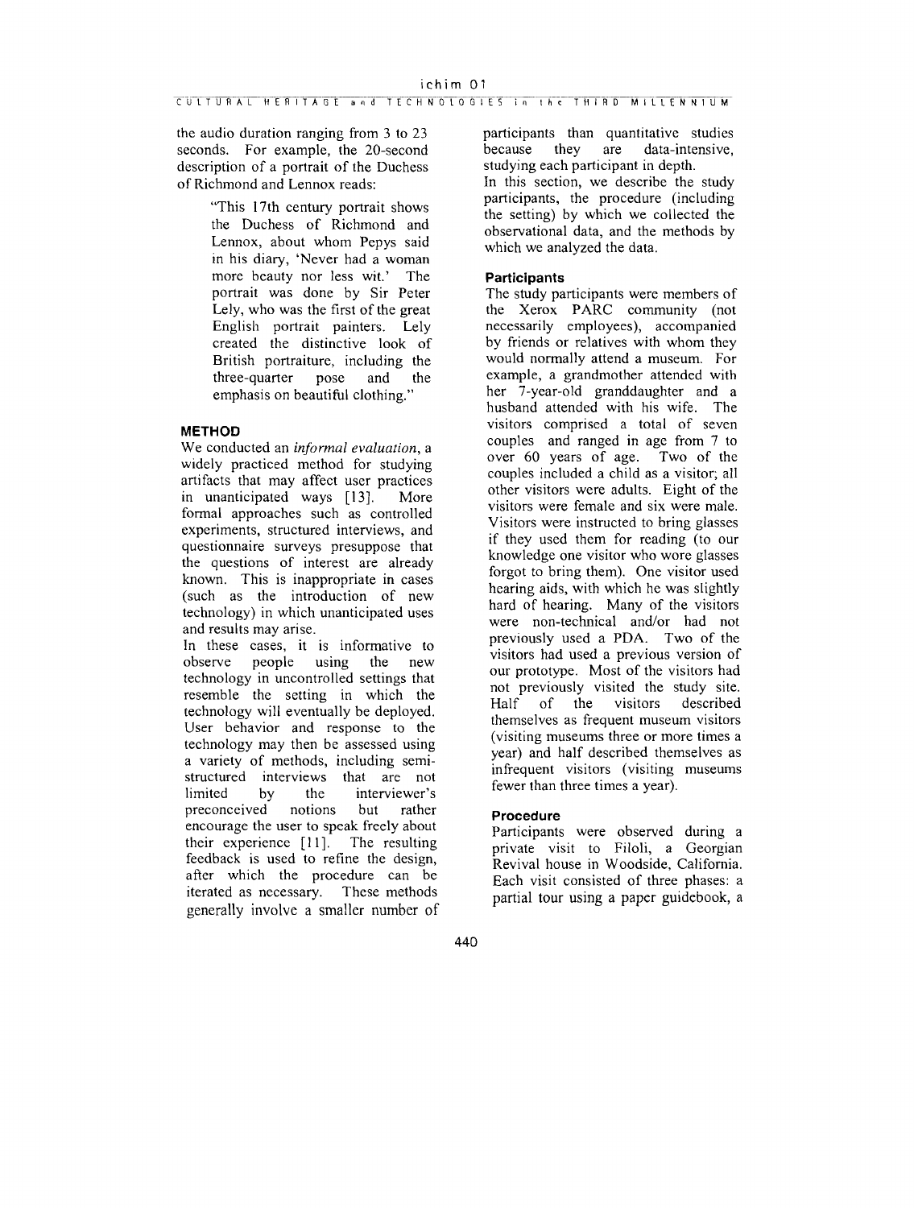the audio duration ranging from 3 to 23 seconds. For example, the 20-second description of a portrait of the Duchess of Richmond and Lennox reads:

> "This 17th century portrait shows the Duchess of Richmond and Lennox, about whom Pepys said in his diary, 'Never had a woman more beauty nor less wit.' The portrait was done by Sir Peter Lely, who was the first of the great English portrait painters. Lely created the distinctive look of British portraiture, including the three-quarter pose and the emphasis on beautiful clothing."

## METHOD

We conducted an *informal evaluation*, a widely practiced method for studying artifacts that may affect user practices in unanticipated ways [13]. More formal approaches such as controlled experiments, structured interviews, and questionnaire surveys presuppose that the questions of interest are already known. This is inappropriate in cases (such as the introduction of new technology) in which unanticipated uses and results may arise.

In these cases, it is informative to observe people using the new technology in uncontrolled settings that resemble the setting in which the technology will eventually be deployed. User behavior and response to the technology may then be assessed using a variety of methods, including semi-structured interviews that are not limited by the interviewer's preconceived notions but rather encourage the user to speak freely about their experience [11]. The resulting feedback is used to refine the design, after which the procedure can be iterated as necessary. These methods generally involve a smaller number of participants than quantitative studies because they are data-intensive, studying each participant in depth.

In this section, we describe the study participants, the procedure (including the setting) by which we collected the observational data, and the methods by which we analyzed the data.

### Participants

The study participants were members of the Xerox PARC community (not necessarily employees), accompanied by friends or relatives with whom they would normally attend a museum. For example, a grandmother attended with her 7-year-old granddaughter and a husband attended with his wife. The visitors comprised a total of seven couples and ranged in age from 7 to over 60 years of age. Two of the couples included a child as a visitor; all other visitors were adults. Eight of the visitors were female and six were male. Visitors were instructed to bring glasses if they used them for reading (to our knowledge one visitor who wore glasses forgot to bring them). One visitor used hearing aids, with which he was slightly hard of hearing. Many of the visitors were non-technical and/or had not previously used a PDA. Two of the visitors had used a previous version of our prototype. Most of the visitors had not previously visited the study site. Half of the visitors described themselves as frequent museum visitors (visiting museums three or more times a year) and half described themselves as infrequent visitors (visiting museums fewer than three times a year).

### Procedure

Participants were observed during a private visit to Filoli, a Georgian Revival house in Woodside, California. Each visit consisted of three phases: a partial tour using a paper guidebook, a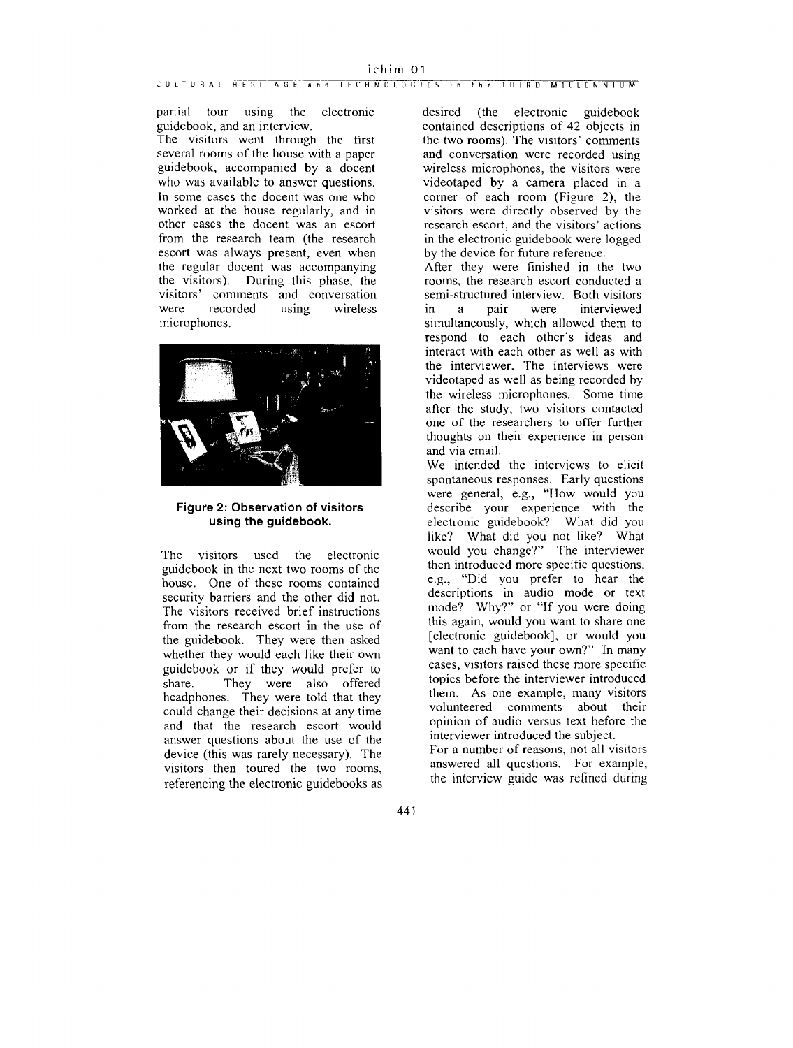partial tour using the electronic guidebook, and an interview.

The visitors went through the first several rooms of the house with a paper guidebook, accompanied by a docent who was available to answer questions. In some cases the docent was one who worked at the house regularly, and in other cases the docent was an escort from the research team (the research escort was always present, even when the regular docent was accompanying the visitors). During this phase, the visitors' comments and conversation were recorded using wireless microphones.

**Figure 2: Observation of visitors using the guidebook.**

The visitors used the electronic guidebook in the next two rooms of the house. One of these rooms contained security barriers and the other did not. The visitors received brief instructions from the research escort in the use of the guidebook. They were then asked whether they would each like their own guidebook or if they would prefer to share. They were also offered headphones. They were told that they could change their decisions at any time and that the research escort would answer questions about the use of the device (this was rarely necessary). The visitors then toured the two rooms, referencing the electronic guidebooks as desired (the electronic guidebook contained descriptions of 42 objects in the two rooms). The visitors' comments and conversation were recorded using wireless microphones, the visitors were videotaped by a camera placed in a corner of each room (Figure 2), the visitors were directly observed by the research escort, and the visitors' actions in the electronic guidebook were logged by the device for future reference.

After they were finished in the two rooms, the research escort conducted a semi-structured interview. Both visitors in a pair were interviewed simultaneously, which allowed them to respond to each other's ideas and interact with each other as well as with the interviewer. The interviews were videotaped as well as being recorded by the wireless microphones. Some time after the study, two visitors contacted one of the researchers to offer further thoughts on their experience in person and via email.

We intended the interviews to elicit spontaneous responses. Early questions were general, e.g., "How would you describe your experience with the electronic guidebook? What did you like? What did you not like? What would you change?" The interviewer then introduced more specific questions, e.g., "Did you prefer to hear the descriptions in audio mode or text mode? Why?" or "If you were doing this again, would you want to share one [electronic guidebook], or would you want to each have your own?" In many cases, visitors raised these more specific topics before the interviewer introduced them. As one example, many visitors volunteered comments about their opinion of audio versus text before the interviewer introduced the subject.

For a number of reasons, not all visitors answered all questions. For example, the interview guide was refined during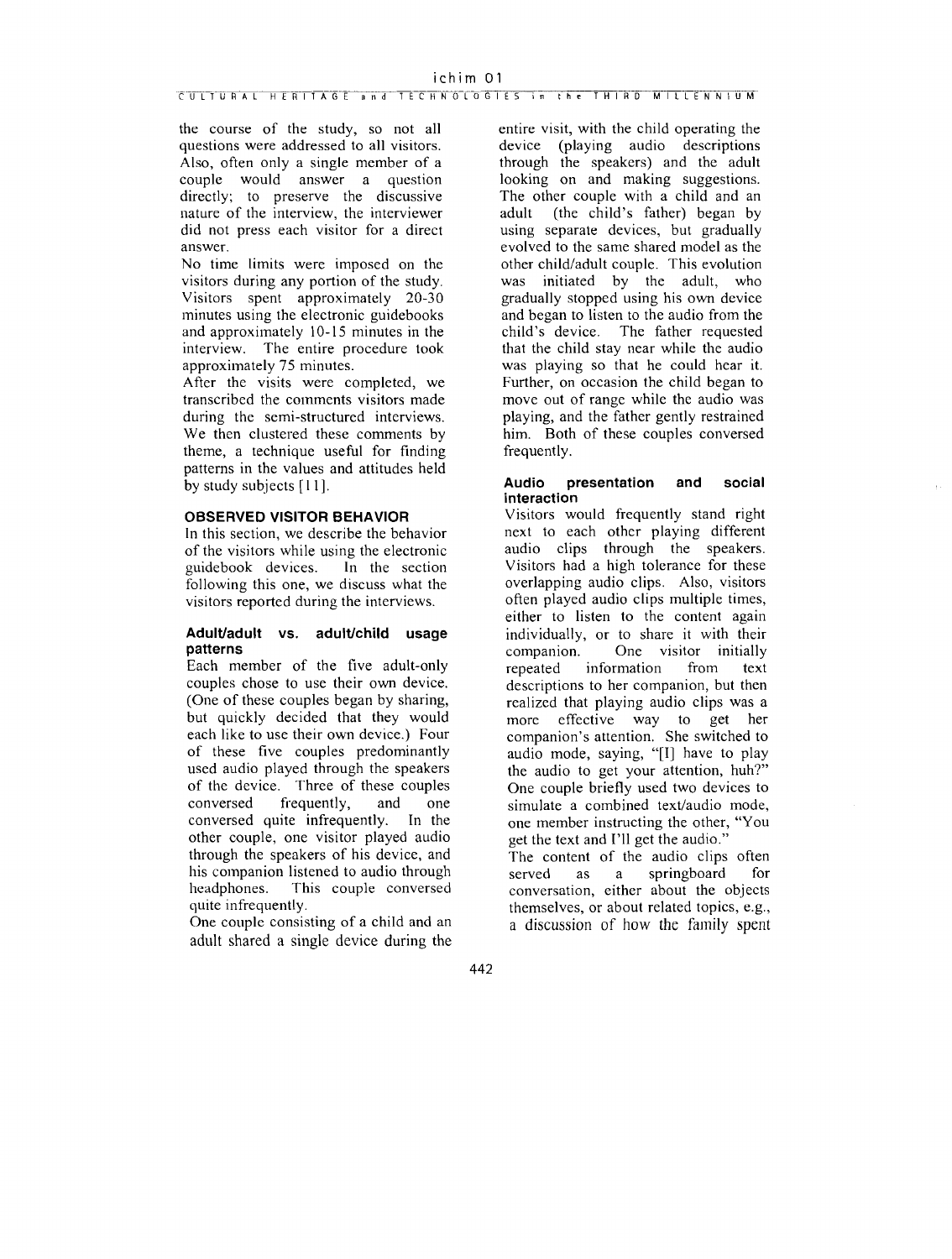the course of the study, so not all questions were addressed to all visitors. Also, often only a single member of a couple would answer a question directly; to preserve the discussive nature of the interview, the interviewer did not press each visitor for a direct answer.

No time limits were imposed on the visitors during any portion of the study. Visitors spent approximately 20-30 minutes using the electronic guidebooks and approximately 10-15 minutes in the interview. The entire procedure took approximately 75 minutes.

After the visits were completed, we transcribed the comments visitors made during the semi-structured interviews. We then clustered these comments by theme, a technique useful for finding patterns in the values and attitudes held by study subjects [11].

## OBSERVED VISITOR BEHAVIOR

In this section, we describe the behavior of the visitors while using the electronic guidebook devices. In the section following this one, we discuss what the visitors reported during the interviews.

### Adult/adult vs. adult/child usage patterns

Each member of the five adult-only couples chose to use their own device. (One of these couples began by sharing, but quickly decided that they would each like to use their own device.) Four of these five couples predominantly used audio played through the speakers of the device. Three of these couples conversed frequently, and one conversed quite infrequently. In the other couple, one visitor played audio through the speakers of his device, and his companion listened to audio through headphones. This couple conversed quite infrequently.

One couple consisting of a child and an adult shared a single device during the entire visit, with the child operating the device (playing audio descriptions through the speakers) and the adult looking on and making suggestions. The other couple with a child and an adult (the child's father) began by using separate devices, but gradually evolved to the same shared model as the other child/adult couple. This evolution was initiated by the adult, who gradually stopped using his own device and began to listen to the audio from the child's device. The father requested that the child stay near while the audio was playing so that he could hear it. Further, on occasion the child began to move out of range while the audio was playing, and the father gently restrained him. Both of these couples conversed frequently.

### Audio presentation and social interaction

Visitors would frequently stand right next to each other playing different audio clips through the speakers. Visitors had a high tolerance for these overlapping audio clips. Also, visitors often played audio clips multiple times, either to listen to the content again individually, or to share it with their companion. One visitor initially repeated information from text descriptions to her companion, but then realized that playing audio clips was a more effective way to get her companion's attention. She switched to audio mode, saying, "[I] have to play the audio to get your attention, huh?" One couple briefly used two devices to simulate a combined text/audio mode, one member instructing the other, "You get the text and I'll get the audio."

The content of the audio clips often served as a springboard for conversation, either about the objects themselves, or about related topics, e.g., a discussion of how the family spent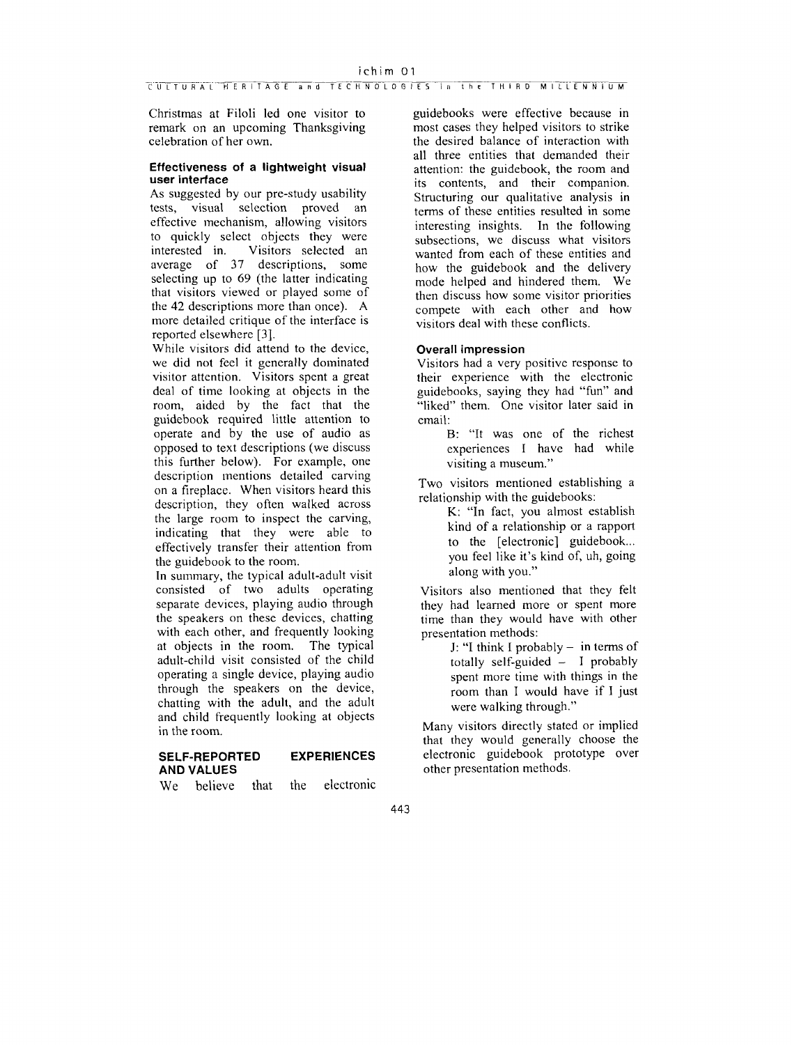Christmas at Filoli led one visitor to remark on an upcoming Thanksgiving celebration of her own.

### Effectiveness of a lightweight visual user interface

As suggested by our pre-study usability tests, visual selection proved an effective mechanism, allowing visitors to quickly select objects they were interested in. Visitors selected an average of 37 descriptions, some selecting up to 69 (the latter indicating that visitors viewed or played some of the 42 descriptions more than once). A more detailed critique of the interface is reported elsewhere [3].

While visitors did attend to the device, we did not feel it generally dominated visitor attention. Visitors spent a great deal of time looking at objects in the room, aided by the fact that the guidebook required little attention to operate and by the use of audio as opposed to text descriptions (we discuss this further below). For example, one description mentions detailed carving on a fireplace. When visitors heard this description, they often walked across the large room to inspect the carving, indicating that they were able to effectively transfer their attention from the guidebook to the room.

In summary, the typical adult-adult visit consisted of two adults operating separate devices, playing audio through the speakers on these devices, chatting with each other, and frequently looking at objects in the room. The typical adult-child visit consisted of the child operating a single device, playing audio through the speakers on the device, chatting with the adult, and the adult and child frequently looking at objects in the room.

## SELF-REPORTED EXPERIENCES AND VALUES

We believe that the electronic guidebooks were effective because in most cases they helped visitors to strike the desired balance of interaction with all three entities that demanded their attention: the guidebook, the room and its contents, and their companion. Structuring our qualitative analysis in terms of these entities resulted in some interesting insights. In the following subsections, we discuss what visitors wanted from each of these entities and how the guidebook and the delivery mode helped and hindered them. We then discuss how some visitor priorities compete with each other and how visitors deal with these conflicts.

### Overall impression

Visitors had a very positive response to their experience with the electronic guidebooks, saying they had "fun" and "liked" them. One visitor later said in email:

> B: "It was one of the richest experiences I have had while visiting a museum."

Two visitors mentioned establishing a relationship with the guidebooks:

> K: "In fact, you almost establish kind of a relationship or a rapport to the [electronic] guidebook... you feel like it's kind of, uh, going along with you."

Visitors also mentioned that they felt they had learned more or spent more time than they would have with other presentation methods:

> J: "I think I probably – in terms of totally self-guided – I probably spent more time with things in the room than I would have if I just were walking through."

Many visitors directly stated or implied that they would generally choose the electronic guidebook prototype over other presentation methods.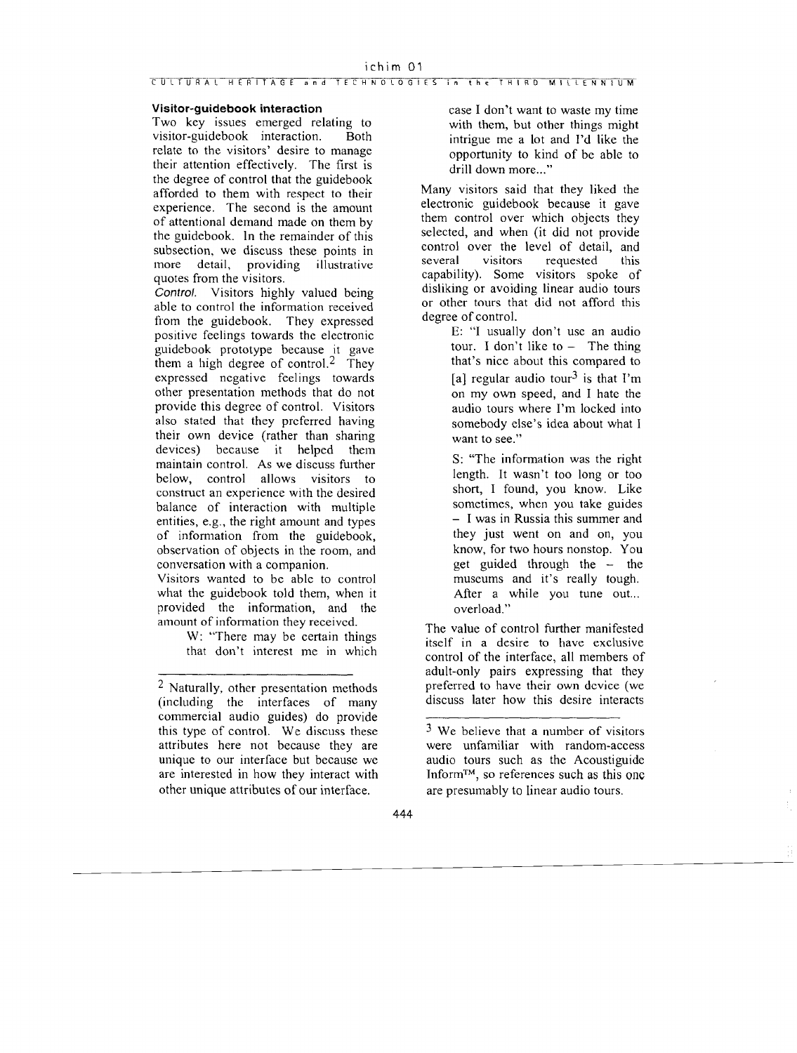### Visitor-guidebook interaction

Two key issues emerged relating to visitor-guidebook interaction. Both relate to the visitors' desire to manage their attention effectively. The first is the degree of control that the guidebook afforded to them with respect to their experience. The second is the amount of attentional demand made on them by the guidebook. In the remainder of this subsection, we discuss these points in more detail, providing illustrative quotes from the visitors.

*Control.* Visitors highly valued being able to control the information received from the guidebook. They expressed positive feelings towards the electronic guidebook prototype because it gave them a high degree of control.[2] They expressed negative feelings towards other presentation methods that do not provide this degree of control. Visitors also stated that they preferred having their own device (rather than sharing devices) because it helped them maintain control. As we discuss further below, control allows visitors to construct an experience with the desired balance of interaction with multiple entities, e.g., the right amount and types of information from the guidebook, observation of objects in the room, and conversation with a companion.

Visitors wanted to be able to control what the guidebook told them, when it provided the information, and the amount of information they received.

> W: "There may be certain things that don't interest me in which case I don't want to waste my time with them, but other things might intrigue me a lot and I'd like the opportunity to kind of be able to drill down more..."

Many visitors said that they liked the electronic guidebook because it gave them control over which objects they selected, and when (it did not provide control over the level of detail, and several visitors requested this capability). Some visitors spoke of disliking or avoiding linear audio tours or other tours that did not afford this degree of control.

> E: "I usually don't use an audio tour. I don't like to – The thing that's nice about this compared to [a] regular audio tour[3] is that I'm on my own speed, and I hate the audio tours where I'm locked into somebody else's idea about what I want to see."

> S: "The information was the right length. It wasn't too long or too short, I found, you know. Like sometimes, when you take guides – I was in Russia this summer and they just went on and on, you know, for two hours nonstop. You get guided through the – the museums and it's really tough. After a while you tune out... overload."

The value of control further manifested itself in a desire to have exclusive control of the interface, all members of adult-only pairs expressing that they preferred to have their own device (we discuss later how this desire interacts

---

[2] Naturally, other presentation methods (including the interfaces of many commercial audio guides) do provide this type of control. We discuss these attributes here not because they are unique to our interface but because we are interested in how they interact with other unique attributes of our interface.

[3] We believe that a number of visitors were unfamiliar with random-access audio tours such as the Acoustiguide Inform™, so references such as this one are presumably to linear audio tours.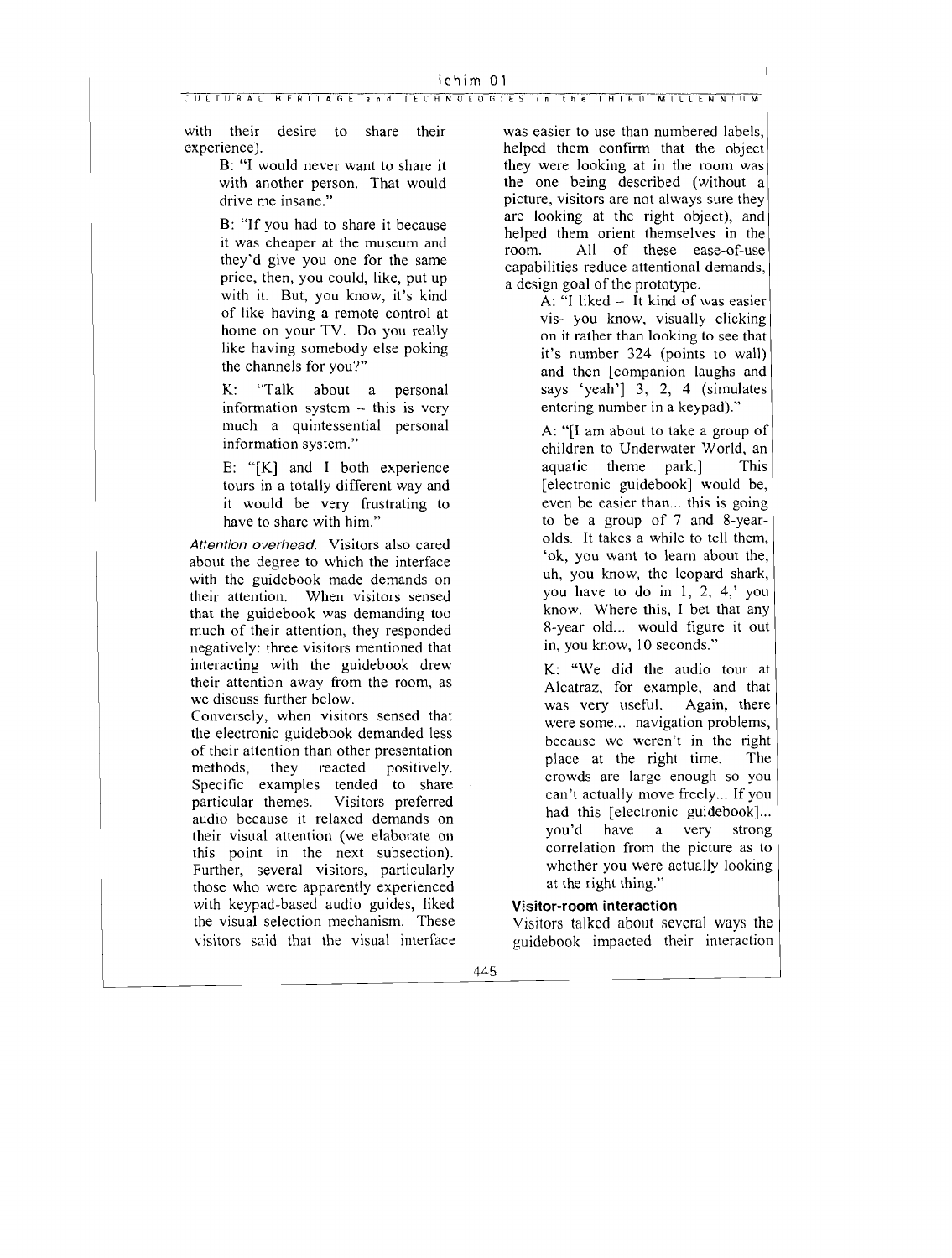with their desire to share their experience).

> B: "I would never want to share it with another person. That would drive me insane."
>
> B: "If you had to share it because it was cheaper at the museum and they'd give you one for the same price, then, you could, like, put up with it. But, you know, it's kind of like having a remote control at home on your TV. Do you really like having somebody else poking the channels for you?"
>
> K: "Talk about a personal information system -- this is very much a quintessential personal information system."
>
> E: "[K] and I both experience tours in a totally different way and it would be very frustrating to have to share with him."

*Attention overhead.* Visitors also cared about the degree to which the interface with the guidebook made demands on their attention. When visitors sensed that the guidebook was demanding too much of their attention, they responded negatively: three visitors mentioned that interacting with the guidebook drew their attention away from the room, as we discuss further below.

Conversely, when visitors sensed that the electronic guidebook demanded less of their attention than other presentation methods, they reacted positively. Specific examples tended to share particular themes. Visitors preferred audio because it relaxed demands on their visual attention (we elaborate on this point in the next subsection). Further, several visitors, particularly those who were apparently experienced with keypad-based audio guides, liked the visual selection mechanism. These visitors said that the visual interface was easier to use than numbered labels, helped them confirm that the object they were looking at in the room was the one being described (without a picture, visitors are not always sure they are looking at the right object), and helped them orient themselves in the room. All of these ease-of-use capabilities reduce attentional demands, a design goal of the prototype.

> A: "I liked – It kind of was easier vis- you know, visually clicking on it rather than looking to see that it's number 324 (points to wall) and then [companion laughs and says 'yeah'] 3, 2, 4 (simulates entering number in a keypad)."
>
> A: "[I am about to take a group of children to Underwater World, an aquatic theme park.] This [electronic guidebook] would be, even be easier than... this is going to be a group of 7 and 8-year-olds. It takes a while to tell them, 'ok, you want to learn about the, uh, you know, the leopard shark, you have to do in 1, 2, 4,' you know. Where this, I bet that any 8-year old... would figure it out in, you know, 10 seconds."
>
> K: "We did the audio tour at Alcatraz, for example, and that was very useful. Again, there were some... navigation problems, because we weren't in the right place at the right time. The crowds are large enough so you can't actually move freely... If you had this [electronic guidebook]... you'd have a very strong correlation from the picture as to whether you were actually looking at the right thing."

#### Visitor-room interaction

Visitors talked about several ways the guidebook impacted their interaction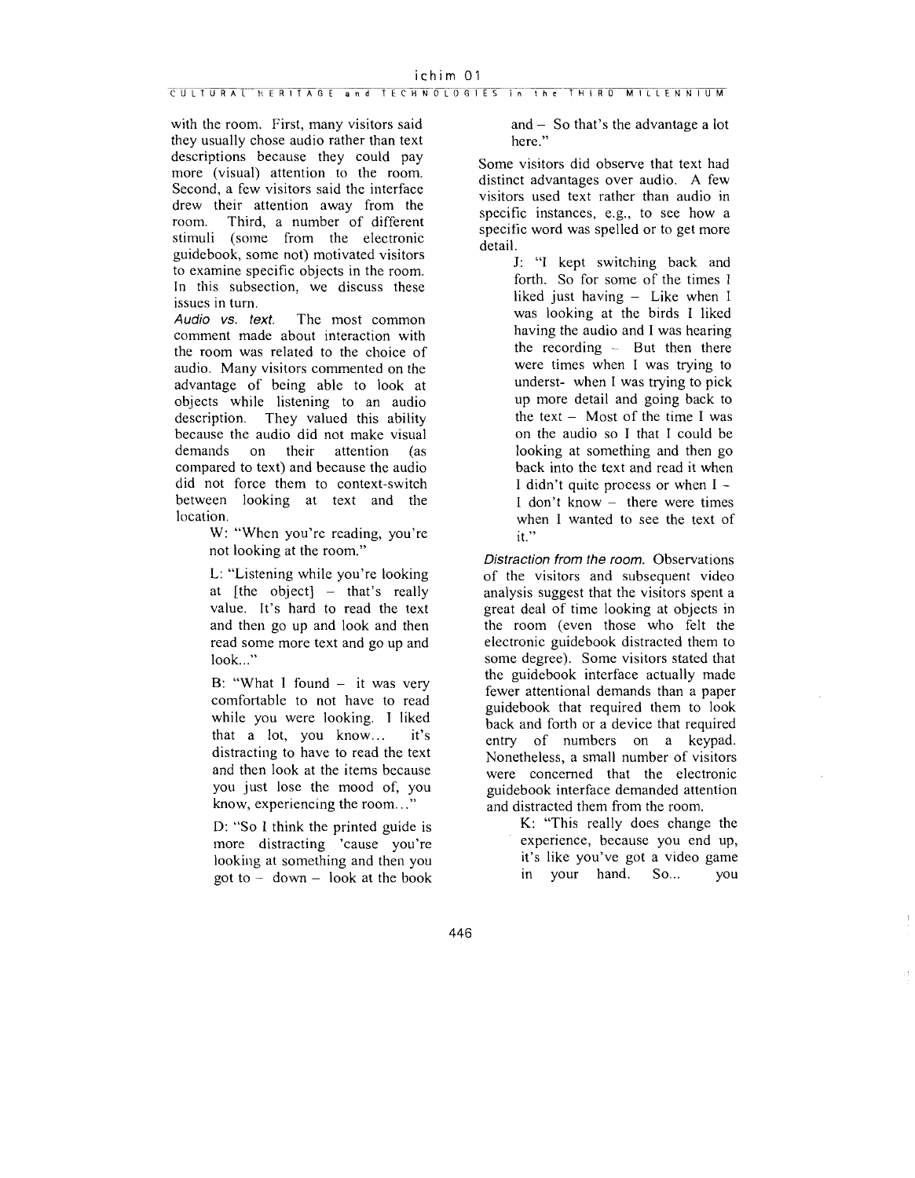with the room. First, many visitors said they usually chose audio rather than text descriptions because they could pay more (visual) attention to the room. Second, a few visitors said the interface drew their attention away from the room. Third, a number of different stimuli (some from the electronic guidebook, some not) motivated visitors to examine specific objects in the room. In this subsection, we discuss these issues in turn.

*Audio vs. text.* The most common comment made about interaction with the room was related to the choice of audio. Many visitors commented on the advantage of being able to look at objects while listening to an audio description. They valued this ability because the audio did not make visual demands on their attention (as compared to text) and because the audio did not force them to context-switch between looking at text and the location.

> W: "When you're reading, you're not looking at the room."

> L: "Listening while you're looking at [the object] – that's really value. It's hard to read the text and then go up and look and then read some more text and go up and look..."

> B: "What I found – it was very comfortable to not have to read while you were looking. I liked that a lot, you know... it's distracting to have to read the text and then look at the items because you just lose the mood of, you know, experiencing the room..."

> D: "So I think the printed guide is more distracting 'cause you're looking at something and then you got to – down – look at the book and – So that's the advantage a lot here."

Some visitors did observe that text had distinct advantages over audio. A few visitors used text rather than audio in specific instances, e.g., to see how a specific word was spelled or to get more detail.

> J: "I kept switching back and forth. So for some of the times I liked just having – Like when I was looking at the birds I liked having the audio and I was hearing the recording – But then there were times when I was trying to underst- when I was trying to pick up more detail and going back to the text – Most of the time I was on the audio so I that I could be looking at something and then go back into the text and read it when I didn't quite process or when I – I don't know – there were times when I wanted to see the text of it."

*Distraction from the room.* Observations of the visitors and subsequent video analysis suggest that the visitors spent a great deal of time looking at objects in the room (even those who felt the electronic guidebook distracted them to some degree). Some visitors stated that the guidebook interface actually made fewer attentional demands than a paper guidebook that required them to look back and forth or a device that required entry of numbers on a keypad. Nonetheless, a small number of visitors were concerned that the electronic guidebook interface demanded attention and distracted them from the room.

> K: "This really does change the experience, because you end up, it's like you've got a video game in your hand. So... you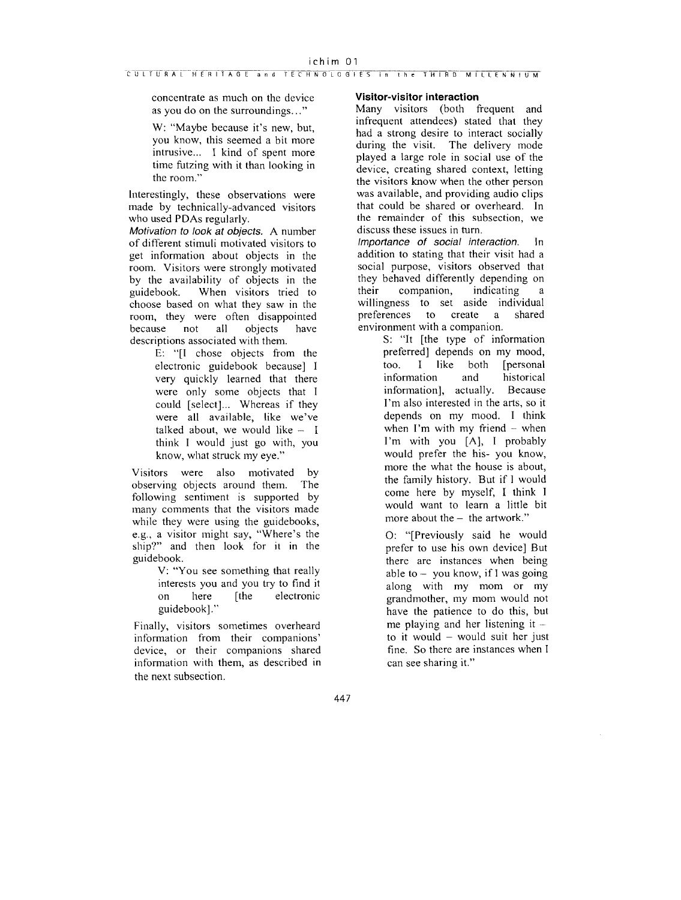concentrate as much on the device as you do on the surroundings..."

> W: "Maybe because it's new, but, you know, this seemed a bit more intrusive... I kind of spent more time futzing with it than looking in the room."

Interestingly, these observations were made by technically-advanced visitors who used PDAs regularly.

*Motivation to look at objects.* A number of different stimuli motivated visitors to get information about objects in the room. Visitors were strongly motivated by the availability of objects in the guidebook. When visitors tried to choose based on what they saw in the room, they were often disappointed because not all objects have descriptions associated with them.

> E: "[I chose objects from the electronic guidebook because] I very quickly learned that there were only some objects that I could [select]... Whereas if they were all available, like we've talked about, we would like – I think I would just go with, you know, what struck my eye."

Visitors were also motivated by observing objects around them. The following sentiment is supported by many comments that the visitors made while they were using the guidebooks, e.g., a visitor might say, "Where's the ship?" and then look for it in the guidebook.

> V: "You see something that really interests you and you try to find it on here [the electronic guidebook]."

Finally, visitors sometimes overheard information from their companions' device, or their companions shared information with them, as described in the next subsection.

**Visitor-visitor interaction**

Many visitors (both frequent and infrequent attendees) stated that they had a strong desire to interact socially during the visit. The delivery mode played a large role in social use of the device, creating shared context, letting the visitors know when the other person was available, and providing audio clips that could be shared or overheard. In the remainder of this subsection, we discuss these issues in turn.

*Importance of social interaction.* In addition to stating that their visit had a social purpose, visitors observed that they behaved differently depending on their companion, indicating a willingness to set aside individual preferences to create a shared environment with a companion.

> S: "It [the type of information preferred] depends on my mood, too. I like both [personal information and historical information], actually. Because I'm also interested in the arts, so it depends on my mood. I think when I'm with my friend – when I'm with you [A], I probably would prefer the his- you know, more the what the house is about, the family history. But if I would come here by myself, I think I would want to learn a little bit more about the – the artwork."

> O: "[Previously said he would prefer to use his own device] But there are instances when being able to – you know, if I was going along with my mom or my grandmother, my mom would not have the patience to do this, but me playing and her listening it – to it would – would suit her just fine. So there are instances when I can see sharing it."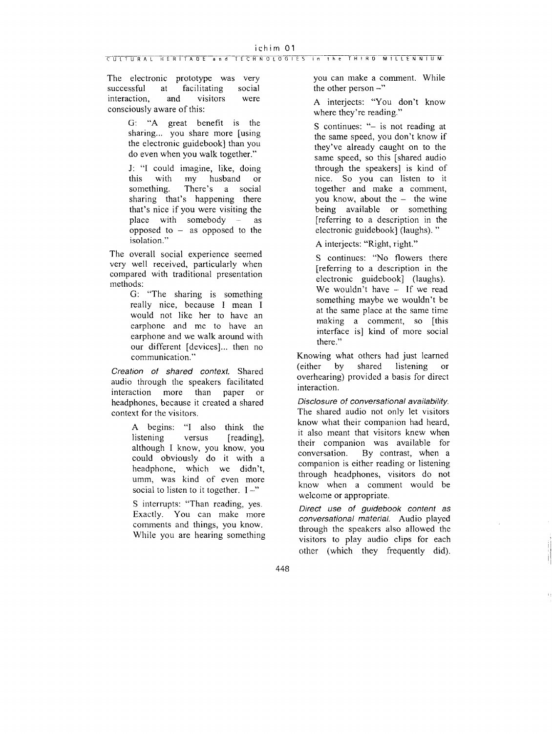The electronic prototype was very successful at facilitating social interaction, and visitors were consciously aware of this:

> G: "A great benefit is the sharing... you share more [using the electronic guidebook] than you do even when you walk together."
>
> J: "I could imagine, like, doing this with my husband or something. There's a social sharing that's happening there that's nice if you were visiting the place with somebody – as opposed to – as opposed to the isolation."

The overall social experience seemed very well received, particularly when compared with traditional presentation methods:

> G: "The sharing is something really nice, because I mean I would not like her to have an earphone and me to have an earphone and we walk around with our different [devices]... then no communication."

*Creation of shared context.* Shared audio through the speakers facilitated interaction more than paper or headphones, because it created a shared context for the visitors.

> A begins: "I also think the listening versus [reading], although I know, you know, you could obviously do it with a headphone, which we didn't, umm, was kind of even more social to listen to it together. I –"
>
> S interrupts: "Than reading, yes. Exactly. You can make more comments and things, you know. While you are hearing something you can make a comment. While the other person –"
>
> A interjects: "You don't know where they're reading."
>
> S continues: "– is not reading at the same speed, you don't know if they've already caught on to the same speed, so this [shared audio through the speakers] is kind of nice. So you can listen to it together and make a comment, you know, about the – the wine being available or something [referring to a description in the electronic guidebook] (laughs)."
>
> A interjects: "Right, right."
>
> S continues: "No flowers there [referring to a description in the electronic guidebook] (laughs). We wouldn't have – If we read something maybe we wouldn't be at the same place at the same time making a comment, so [this interface is] kind of more social there."

Knowing what others had just learned (either by shared listening or overhearing) provided a basis for direct interaction.

*Disclosure of conversational availability.* The shared audio not only let visitors know what their companion had heard, it also meant that visitors knew when their companion was available for conversation. By contrast, when a companion is either reading or listening through headphones, visitors do not know when a comment would be welcome or appropriate.

*Direct use of guidebook content as conversational material.* Audio played through the speakers also allowed the visitors to play audio clips for each other (which they frequently did).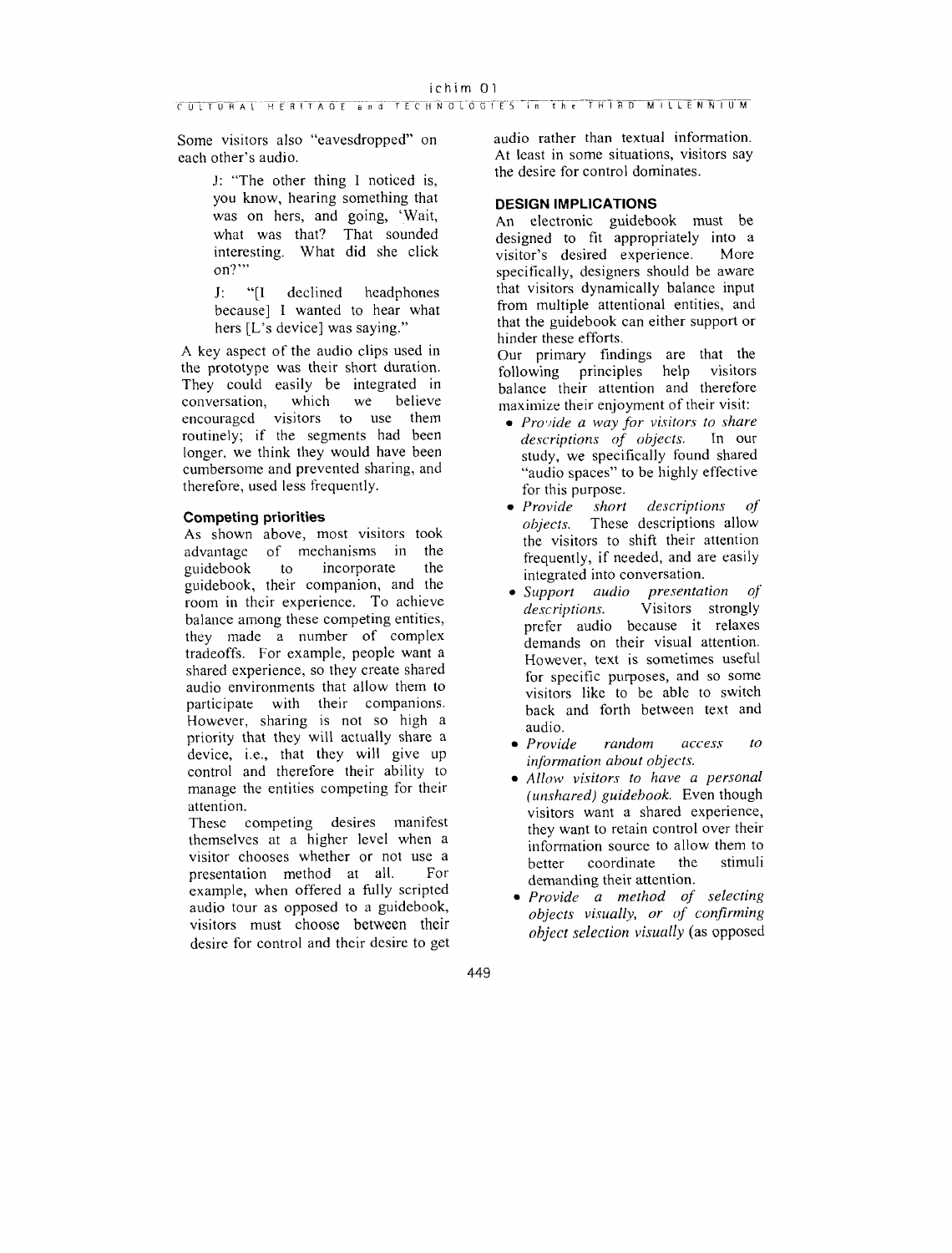Some visitors also "eavesdropped" on each other's audio.

> J: "The other thing I noticed is, you know, hearing something that was on hers, and going, 'Wait, what was that? That sounded interesting. What did she click on?'"

> J: "[I declined headphones because] I wanted to hear what hers [L's device] was saying."

A key aspect of the audio clips used in the prototype was their short duration. They could easily be integrated in conversation, which we believe encouraged visitors to use them routinely; if the segments had been longer, we think they would have been cumbersome and prevented sharing, and therefore, used less frequently.

### Competing priorities

As shown above, most visitors took advantage of mechanisms in the guidebook to incorporate the guidebook, their companion, and the room in their experience. To achieve balance among these competing entities, they made a number of complex tradeoffs. For example, people want a shared experience, so they create shared audio environments that allow them to participate with their companions. However, sharing is not so high a priority that they will actually share a device, i.e., that they will give up control and therefore their ability to manage the entities competing for their attention.

These competing desires manifest themselves at a higher level when a visitor chooses whether or not use a presentation method at all. For example, when offered a fully scripted audio tour as opposed to a guidebook, visitors must choose between their desire for control and their desire to get audio rather than textual information. At least in some situations, visitors say the desire for control dominates.

## DESIGN IMPLICATIONS

An electronic guidebook must be designed to fit appropriately into a visitor's desired experience. More specifically, designers should be aware that visitors dynamically balance input from multiple attentional entities, and that the guidebook can either support or hinder these efforts.

Our primary findings are that the following principles help visitors balance their attention and therefore maximize their enjoyment of their visit:

- *Provide a way for visitors to share descriptions of objects.* In our study, we specifically found shared "audio spaces" to be highly effective for this purpose.
- *Provide short descriptions of objects.* These descriptions allow the visitors to shift their attention frequently, if needed, and are easily integrated into conversation.
- *Support audio presentation of descriptions.* Visitors strongly prefer audio because it relaxes demands on their visual attention. However, text is sometimes useful for specific purposes, and so some visitors like to be able to switch back and forth between text and audio.
- *Provide random access to information about objects.*
- *Allow visitors to have a personal (unshared) guidebook.* Even though visitors want a shared experience, they want to retain control over their information source to allow them to better coordinate the stimuli demanding their attention.
- *Provide a method of selecting objects visually, or of confirming object selection visually* (as opposed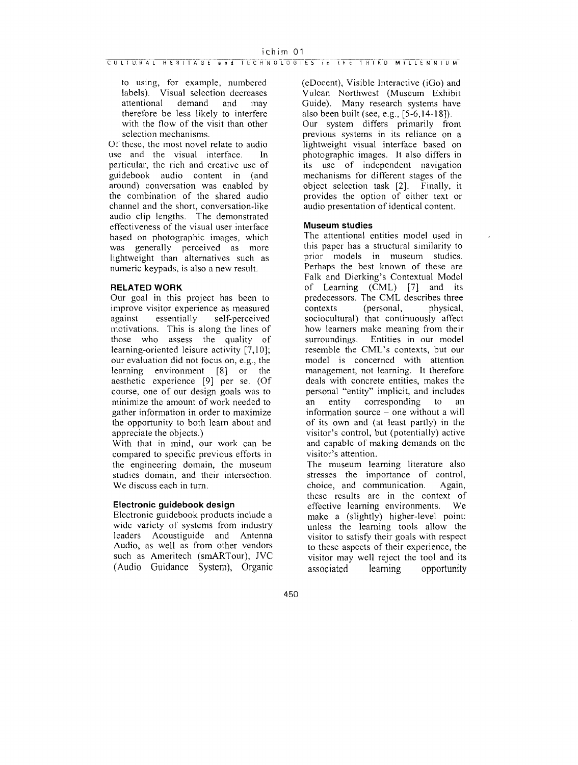to using, for example, numbered labels). Visual selection decreases attentional demand and may therefore be less likely to interfere with the flow of the visit than other selection mechanisms.

Of these, the most novel relate to audio use and the visual interface. In particular, the rich and creative use of guidebook audio content in (and around) conversation was enabled by the combination of the shared audio channel and the short, conversation-like audio clip lengths. The demonstrated effectiveness of the visual user interface based on photographic images, which was generally perceived as more lightweight than alternatives such as numeric keypads, is also a new result.

## RELATED WORK

Our goal in this project has been to improve visitor experience as measured against essentially self-perceived motivations. This is along the lines of those who assess the quality of learning-oriented leisure activity [7,10]; our evaluation did not focus on, e.g., the learning environment [8] or the aesthetic experience [9] per se. (Of course, one of our design goals was to minimize the amount of work needed to gather information in order to maximize the opportunity to both learn about and appreciate the objects.)

With that in mind, our work can be compared to specific previous efforts in the engineering domain, the museum studies domain, and their intersection. We discuss each in turn.

### Electronic guidebook design

Electronic guidebook products include a wide variety of systems from industry leaders Acoustiguide and Antenna Audio, as well as from other vendors such as Ameritech (smARTour), JVC (Audio Guidance System), Organic (eDocent), Visible Interactive (iGo) and Vulcan Northwest (Museum Exhibit Guide). Many research systems have also been built (see, e.g., [5-6,14-18]).

Our system differs primarily from previous systems in its reliance on a lightweight visual interface based on photographic images. It also differs in its use of independent navigation mechanisms for different stages of the object selection task [2]. Finally, it provides the option of either text or audio presentation of identical content.

### Museum studies

The attentional entities model used in this paper has a structural similarity to prior models in museum studies. Perhaps the best known of these are Falk and Dierking's Contextual Model of Learning (CML) [7] and its predecessors. The CML describes three contexts (personal, physical, sociocultural) that continuously affect how learners make meaning from their surroundings. Entities in our model resemble the CML's contexts, but our model is concerned with attention management, not learning. It therefore deals with concrete entities, makes the personal "entity" implicit, and includes an entity corresponding to an information source – one without a will of its own and (at least partly) in the visitor's control, but (potentially) active and capable of making demands on the visitor's attention.

The museum learning literature also stresses the importance of control, choice, and communication. Again, these results are in the context of effective learning environments. We make a (slightly) higher-level point: unless the learning tools allow the visitor to satisfy their goals with respect to these aspects of their experience, the visitor may well reject the tool and its associated learning opportunity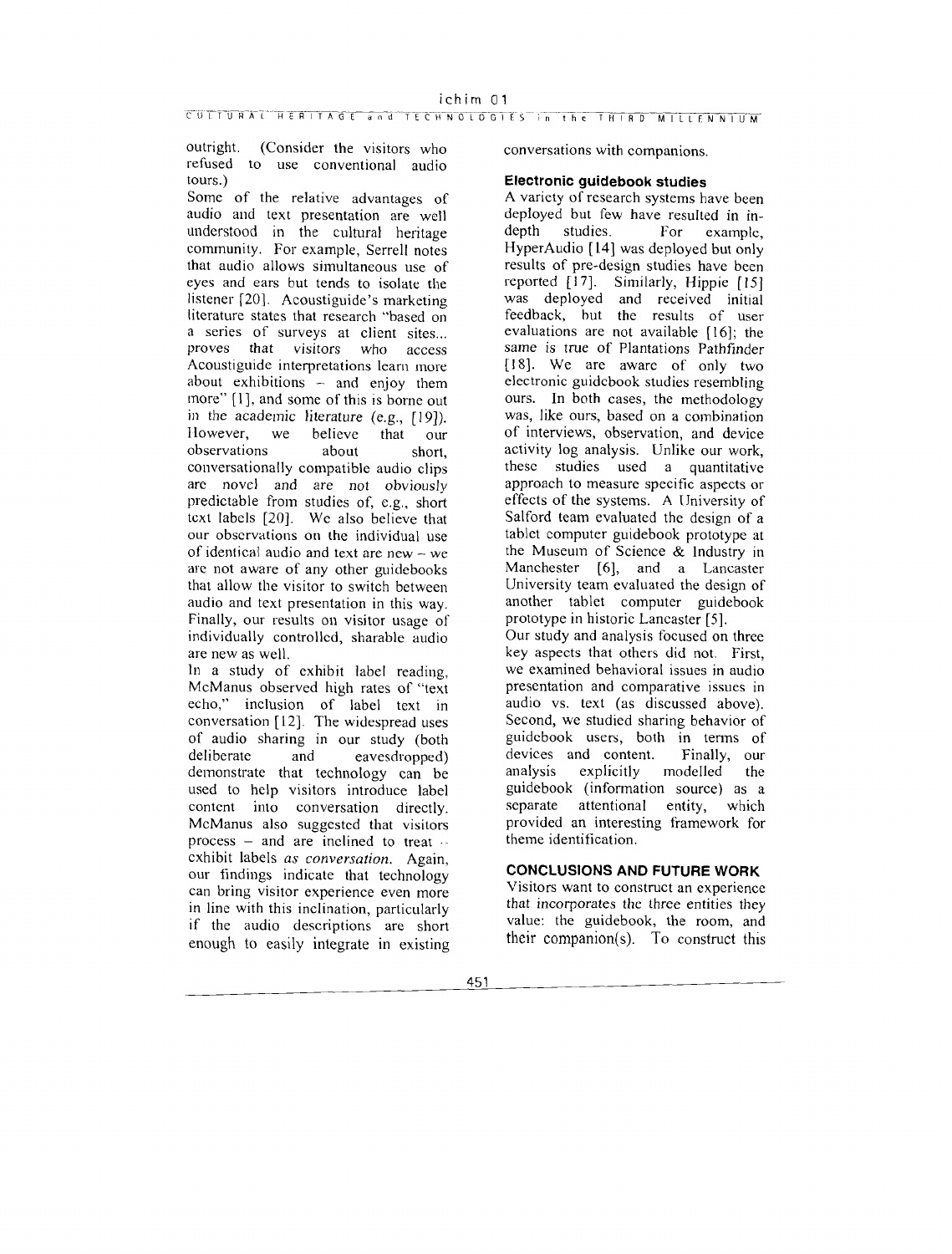outright. (Consider the visitors who refused to use conventional audio tours.)

Some of the relative advantages of audio and text presentation are well understood in the cultural heritage community. For example, Serrell notes that audio allows simultaneous use of eyes and ears but tends to isolate the listener [20]. Acoustiguide's marketing literature states that research "based on a series of surveys at client sites... proves that visitors who access Acoustiguide interpretations learn more about exhibitions – and enjoy them more" [1], and some of this is borne out in the academic literature (e.g., [19]). However, we believe that our observations about short, conversationally compatible audio clips are novel and are not obviously predictable from studies of, e.g., short text labels [20]. We also believe that our observations on the individual use of identical audio and text are new – we are not aware of any other guidebooks that allow the visitor to switch between audio and text presentation in this way. Finally, our results on visitor usage of individually controlled, sharable audio are new as well.

In a study of exhibit label reading, McManus observed high rates of "text echo," inclusion of label text in conversation [12]. The widespread uses of audio sharing in our study (both deliberate and eavesdropped) demonstrate that technology can be used to help visitors introduce label content into conversation directly. McManus also suggested that visitors process – and are inclined to treat – exhibit labels *as conversation*. Again, our findings indicate that technology can bring visitor experience even more in line with this inclination, particularly if the audio descriptions are short enough to easily integrate in existing conversations with companions.

### Electronic guidebook studies

A variety of research systems have been deployed but few have resulted in in-depth studies. For example, HyperAudio [14] was deployed but only results of pre-design studies have been reported [17]. Similarly, Hippie [15] was deployed and received initial feedback, but the results of user evaluations are not available [16]; the same is true of Plantations Pathfinder [18]. We are aware of only two electronic guidebook studies resembling ours. In both cases, the methodology was, like ours, based on a combination of interviews, observation, and device activity log analysis. Unlike our work, these studies used a quantitative approach to measure specific aspects or effects of the systems. A University of Salford team evaluated the design of a tablet computer guidebook prototype at the Museum of Science & Industry in Manchester [6], and a Lancaster University team evaluated the design of another tablet computer guidebook prototype in historic Lancaster [5].

Our study and analysis focused on three key aspects that others did not. First, we examined behavioral issues in audio presentation and comparative issues in audio vs. text (as discussed above). Second, we studied sharing behavior of guidebook users, both in terms of devices and content. Finally, our analysis explicitly modelled the guidebook (information source) as a separate attentional entity, which provided an interesting framework for theme identification.

## CONCLUSIONS AND FUTURE WORK

Visitors want to construct an experience that incorporates the three entities they value: the guidebook, the room, and their companion(s). To construct this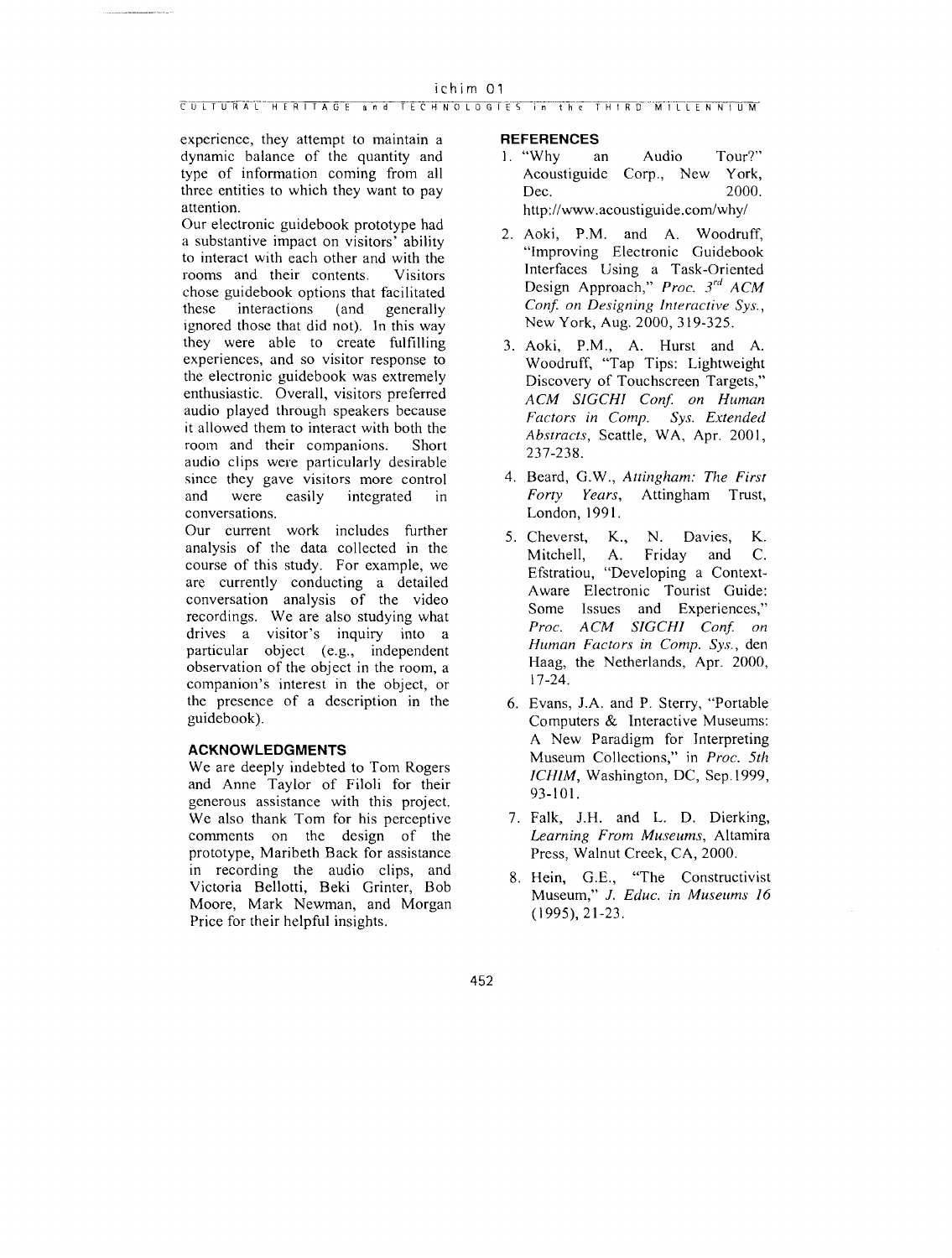experience, they attempt to maintain a dynamic balance of the quantity and type of information coming from all three entities to which they want to pay attention.

Our electronic guidebook prototype had a substantive impact on visitors' ability to interact with each other and with the rooms and their contents. Visitors chose guidebook options that facilitated these interactions (and generally ignored those that did not). In this way they were able to create fulfilling experiences, and so visitor response to the electronic guidebook was extremely enthusiastic. Overall, visitors preferred audio played through speakers because it allowed them to interact with both the room and their companions. Short audio clips were particularly desirable since they gave visitors more control and were easily integrated in conversations.

Our current work includes further analysis of the data collected in the course of this study. For example, we are currently conducting a detailed conversation analysis of the video recordings. We are also studying what drives a visitor's inquiry into a particular object (e.g., independent observation of the object in the room, a companion's interest in the object, or the presence of a description in the guidebook).

### ACKNOWLEDGMENTS

We are deeply indebted to Tom Rogers and Anne Taylor of Filoli for their generous assistance with this project. We also thank Tom for his perceptive comments on the design of the prototype, Maribeth Back for assistance in recording the audio clips, and Victoria Bellotti, Beki Grinter, Bob Moore, Mark Newman, and Morgan Price for their helpful insights.

### REFERENCES

1. "Why an Audio Tour?" Acoustiguide Corp., New York, Dec. 2000. http://www.acoustiguide.com/why/
2. Aoki, P.M. and A. Woodruff, "Improving Electronic Guidebook Interfaces Using a Task-Oriented Design Approach," *Proc. 3rd ACM Conf. on Designing Interactive Sys.*, New York, Aug. 2000, 319-325.
3. Aoki, P.M., A. Hurst and A. Woodruff, "Tap Tips: Lightweight Discovery of Touchscreen Targets," *ACM SIGCHI Conf. on Human Factors in Comp. Sys. Extended Abstracts*, Seattle, WA, Apr. 2001, 237-238.
4. Beard, G.W., *Attingham: The First Forty Years*, Attingham Trust, London, 1991.
5. Cheverst, K., N. Davies, K. Mitchell, A. Friday and C. Efstratiou, "Developing a Context-Aware Electronic Tourist Guide: Some Issues and Experiences," *Proc. ACM SIGCHI Conf. on Human Factors in Comp. Sys.*, den Haag, the Netherlands, Apr. 2000, 17-24.
6. Evans, J.A. and P. Sterry, "Portable Computers & Interactive Museums: A New Paradigm for Interpreting Museum Collections," in *Proc. 5th ICHIM*, Washington, DC, Sep.1999, 93-101.
7. Falk, J.H. and L. D. Dierking, *Learning From Museums*, Altamira Press, Walnut Creek, CA, 2000.
8. Hein, G.E., "The Constructivist Museum," *J. Educ. in Museums 16* (1995), 21-23.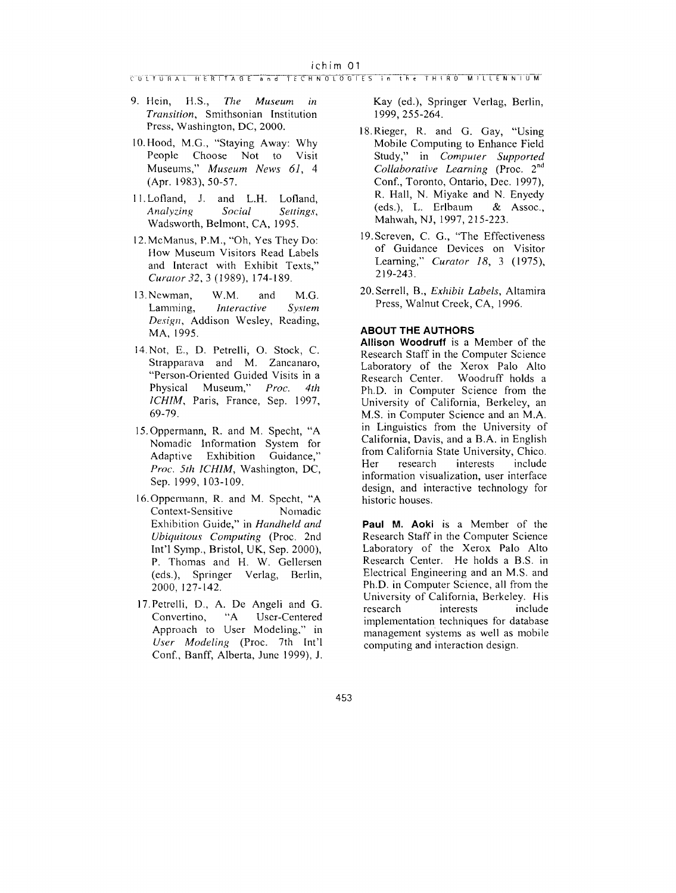9. Hein, H.S., *The Museum in Transition*, Smithsonian Institution Press, Washington, DC, 2000.

10. Hood, M.G., "Staying Away: Why People Choose Not to Visit Museums," *Museum News 61*, 4 (Apr. 1983), 50-57.

11. Lofland, J. and L.H. Lofland, *Analyzing Social Settings*, Wadsworth, Belmont, CA, 1995.

12. McManus, P.M., "Oh, Yes They Do: How Museum Visitors Read Labels and Interact with Exhibit Texts," *Curator 32*, 3 (1989), 174-189.

13. Newman, W.M. and M.G. Lamming, *Interactive System Design*, Addison Wesley, Reading, MA, 1995.

14. Not, E., D. Petrelli, O. Stock, C. Strapparava and M. Zancanaro, "Person-Oriented Guided Visits in a Physical Museum," *Proc. 4th ICHIM*, Paris, France, Sep. 1997, 69-79.

15. Oppermann, R. and M. Specht, "A Nomadic Information System for Adaptive Exhibition Guidance," *Proc. 5th ICHIM*, Washington, DC, Sep. 1999, 103-109.

16. Oppermann, R. and M. Specht, "A Context-Sensitive Nomadic Exhibition Guide," in *Handheld and Ubiquitous Computing* (Proc. 2nd Int'l Symp., Bristol, UK, Sep. 2000), P. Thomas and H. W. Gellersen (eds.), Springer Verlag, Berlin, 2000, 127-142.

17. Petrelli, D., A. De Angeli and G. Convertino, "A User-Centered Approach to User Modeling," in *User Modeling* (Proc. 7th Int'l Conf., Banff, Alberta, June 1999), J. Kay (ed.), Springer Verlag, Berlin, 1999, 255-264.

18. Rieger, R. and G. Gay, "Using Mobile Computing to Enhance Field Study," in *Computer Supported Collaborative Learning* (Proc. 2nd Conf., Toronto, Ontario, Dec. 1997), R. Hall, N. Miyake and N. Enyedy (eds.), L. Erlbaum & Assoc., Mahwah, NJ, 1997, 215-223.

19. Screven, C. G., "The Effectiveness of Guidance Devices on Visitor Learning," *Curator 18*, 3 (1975), 219-243.

20. Serrell, B., *Exhibit Labels*, Altamira Press, Walnut Creek, CA, 1996.

## ABOUT THE AUTHORS

**Allison Woodruff** is a Member of the Research Staff in the Computer Science Laboratory of the Xerox Palo Alto Research Center. Woodruff holds a Ph.D. in Computer Science from the University of California, Berkeley, an M.S. in Computer Science and an M.A. in Linguistics from the University of California, Davis, and a B.A. in English from California State University, Chico. Her research interests include information visualization, user interface design, and interactive technology for historic houses.

**Paul M. Aoki** is a Member of the Research Staff in the Computer Science Laboratory of the Xerox Palo Alto Research Center. He holds a B.S. in Electrical Engineering and an M.S. and Ph.D. in Computer Science, all from the University of California, Berkeley. His research interests include implementation techniques for database management systems as well as mobile computing and interaction design.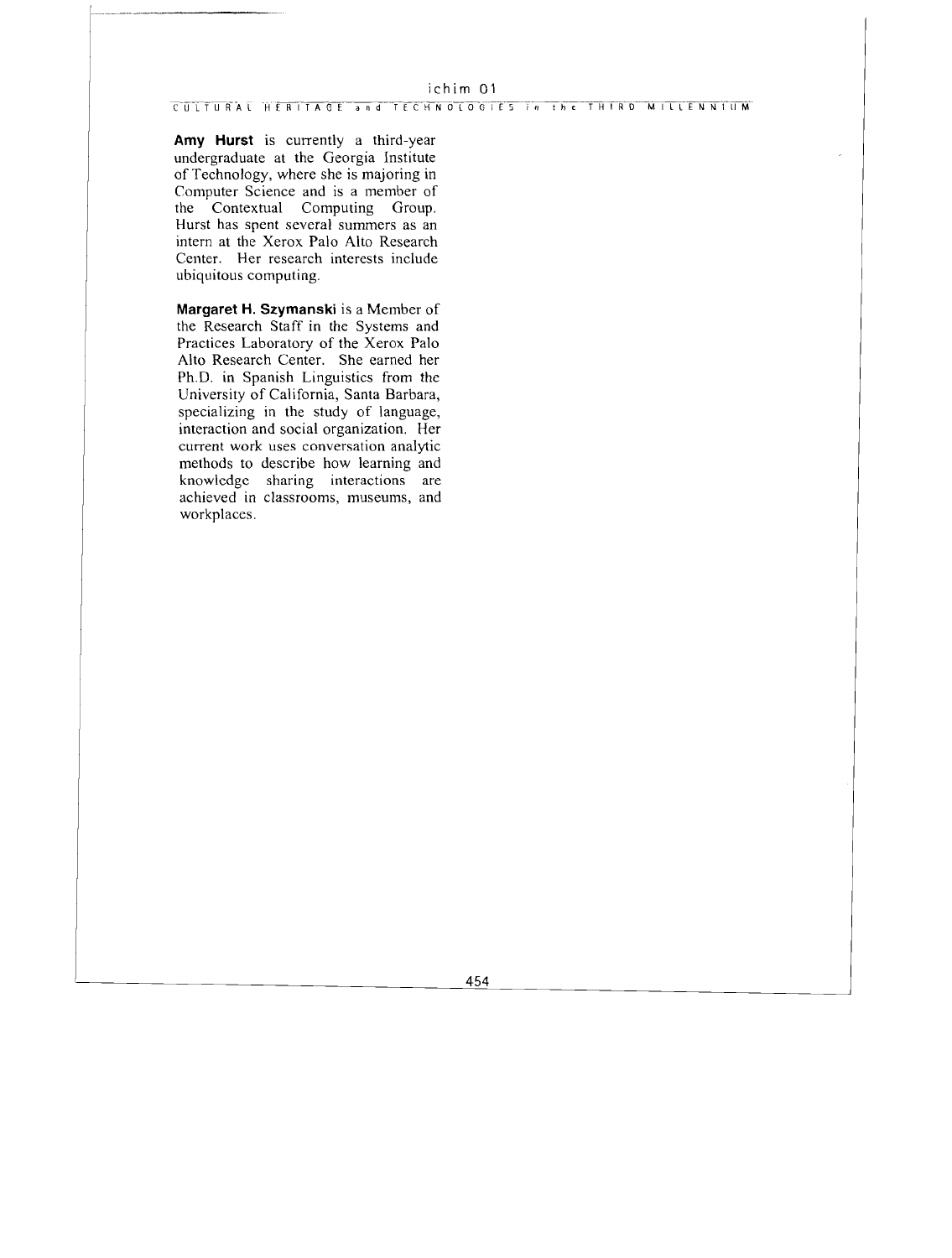**Amy Hurst** is currently a third-year undergraduate at the Georgia Institute of Technology, where she is majoring in Computer Science and is a member of the Contextual Computing Group. Hurst has spent several summers as an intern at the Xerox Palo Alto Research Center. Her research interests include ubiquitous computing.

**Margaret H. Szymanski** is a Member of the Research Staff in the Systems and Practices Laboratory of the Xerox Palo Alto Research Center. She earned her Ph.D. in Spanish Linguistics from the University of California, Santa Barbara, specializing in the study of language, interaction and social organization. Her current work uses conversation analytic methods to describe how learning and knowledge sharing interactions are achieved in classrooms, museums, and workplaces.